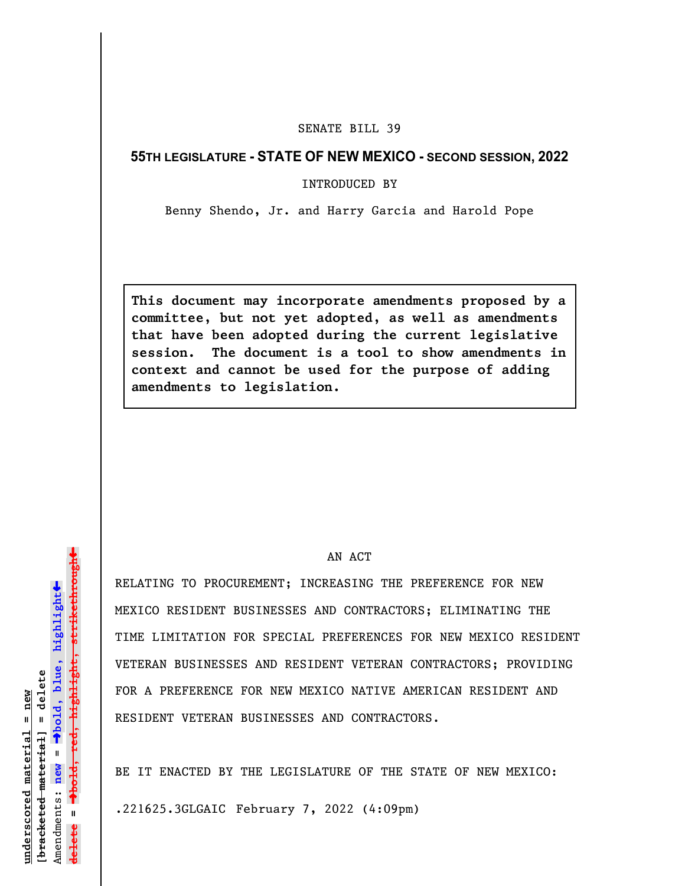SENATE BILL 39

**55TH LEGISLATURE - STATE OF NEW MEXICO - SECOND SESSION, 2022**

INTRODUCED BY

Benny Shendo, Jr. and Harry Garcia and Harold Pope

> **This document may incorporate amendments proposed by a committee, but not yet adopted, as well as amendments that have been adopted during the current legislative session. The document is a tool to show amendments in context and cannot be used for the purpose of adding amendments to legislation.**

AN ACT

RELATING TO PROCUREMENT; INCREASING THE PREFERENCE FOR NEW MEXICO RESIDENT BUSINESSES AND CONTRACTORS; ELIMINATING THE TIME LIMITATION FOR SPECIAL PREFERENCES FOR NEW MEXICO RESIDENT VETERAN BUSINESSES AND RESIDENT VETERAN CONTRACTORS; PROVIDING FOR A PREFERENCE FOR NEW MEXICO NATIVE AMERICAN RESIDENT AND RESIDENT VETERAN BUSINESSES AND CONTRACTORS.

BE IT ENACTED BY THE LEGISLATURE OF THE STATE OF NEW MEXICO:

.221625.3GLGAIC February 7, 2022 (4:09pm)

underscored material = new
[bracketed material] = delete
Amendments: new = →bold, blue, highlight←
delete = →bold, red, highlight, strikethrough←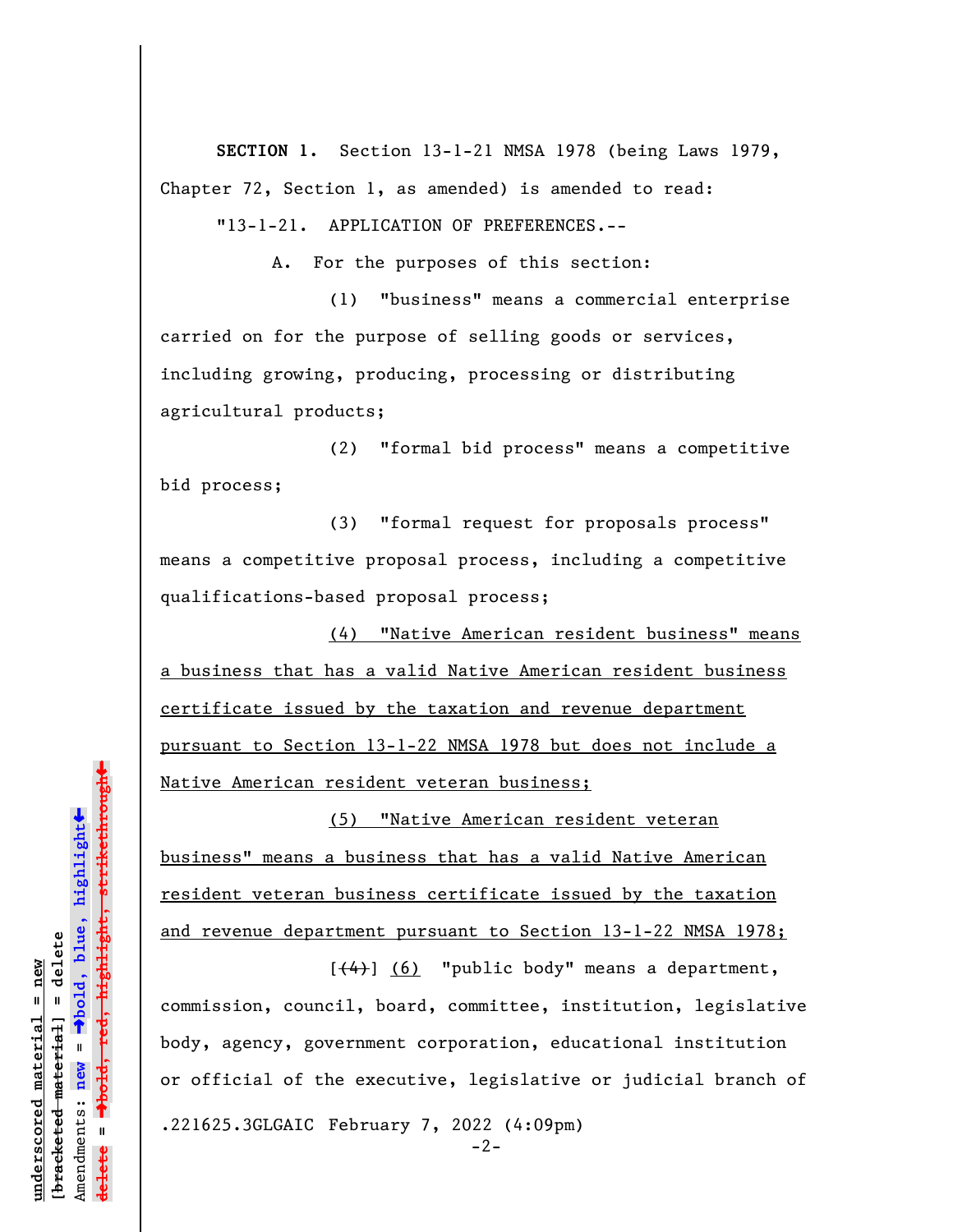**SECTION 1.** Section 13-1-21 NMSA 1978 (being Laws 1979, Chapter 72, Section 1, as amended) is amended to read:

"13-1-21. APPLICATION OF PREFERENCES.--

A. For the purposes of this section:

(1) "business" means a commercial enterprise carried on for the purpose of selling goods or services, including growing, producing, processing or distributing agricultural products;

(2) "formal bid process" means a competitive bid process;

(3) "formal request for proposals process" means a competitive proposal process, including a competitive qualifications-based proposal process;

<u>(4) "Native American resident business" means a business that has a valid Native American resident business certificate issued by the taxation and revenue department pursuant to Section 13-1-22 NMSA 1978 but does not include a Native American resident veteran business;</u>

<u>(5) "Native American resident veteran business" means a business that has a valid Native American resident veteran business certificate issued by the taxation and revenue department pursuant to Section 13-1-22 NMSA 1978;</u>

[~~(4)~~] <u>(6)</u> "public body" means a department, commission, council, board, committee, institution, legislative body, agency, government corporation, educational institution or official of the executive, legislative or judicial branch of

.221625.3GLGAIC February 7, 2022 (4:09pm)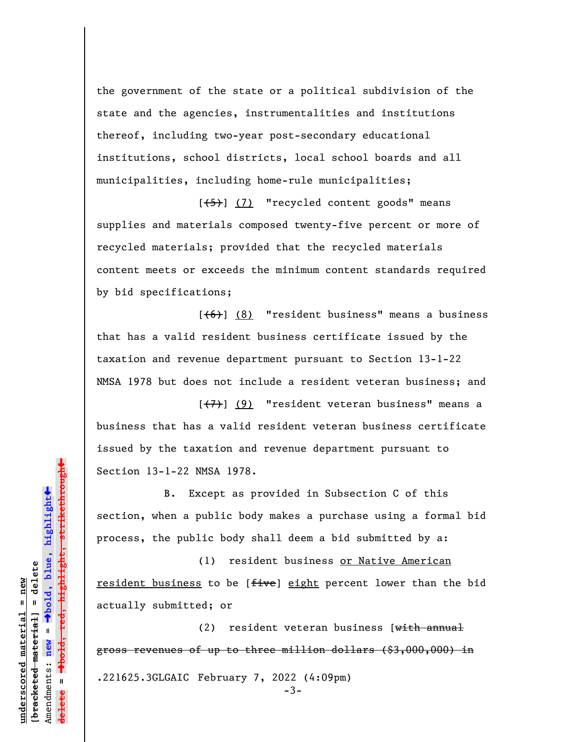the government of the state or a political subdivision of the state and the agencies, instrumentalities and institutions thereof, including two-year post-secondary educational institutions, school districts, local school boards and all municipalities, including home-rule municipalities;

[~~(5)~~] <u>(7)</u> "recycled content goods" means supplies and materials composed twenty-five percent or more of recycled materials; provided that the recycled materials content meets or exceeds the minimum content standards required by bid specifications;

[~~(6)~~] <u>(8)</u> "resident business" means a business that has a valid resident business certificate issued by the taxation and revenue department pursuant to Section 13-1-22 NMSA 1978 but does not include a resident veteran business; and

[~~(7)~~] <u>(9)</u> "resident veteran business" means a business that has a valid resident veteran business certificate issued by the taxation and revenue department pursuant to Section 13-1-22 NMSA 1978.

B. Except as provided in Subsection C of this section, when a public body makes a purchase using a formal bid process, the public body shall deem a bid submitted by a:

(1) resident business <u>or Native American resident business</u> to be [~~five~~] <u>eight</u> percent lower than the bid actually submitted; or

(2) resident veteran business [~~with annual gross revenues of up to three million dollars ($3,000,000) in~~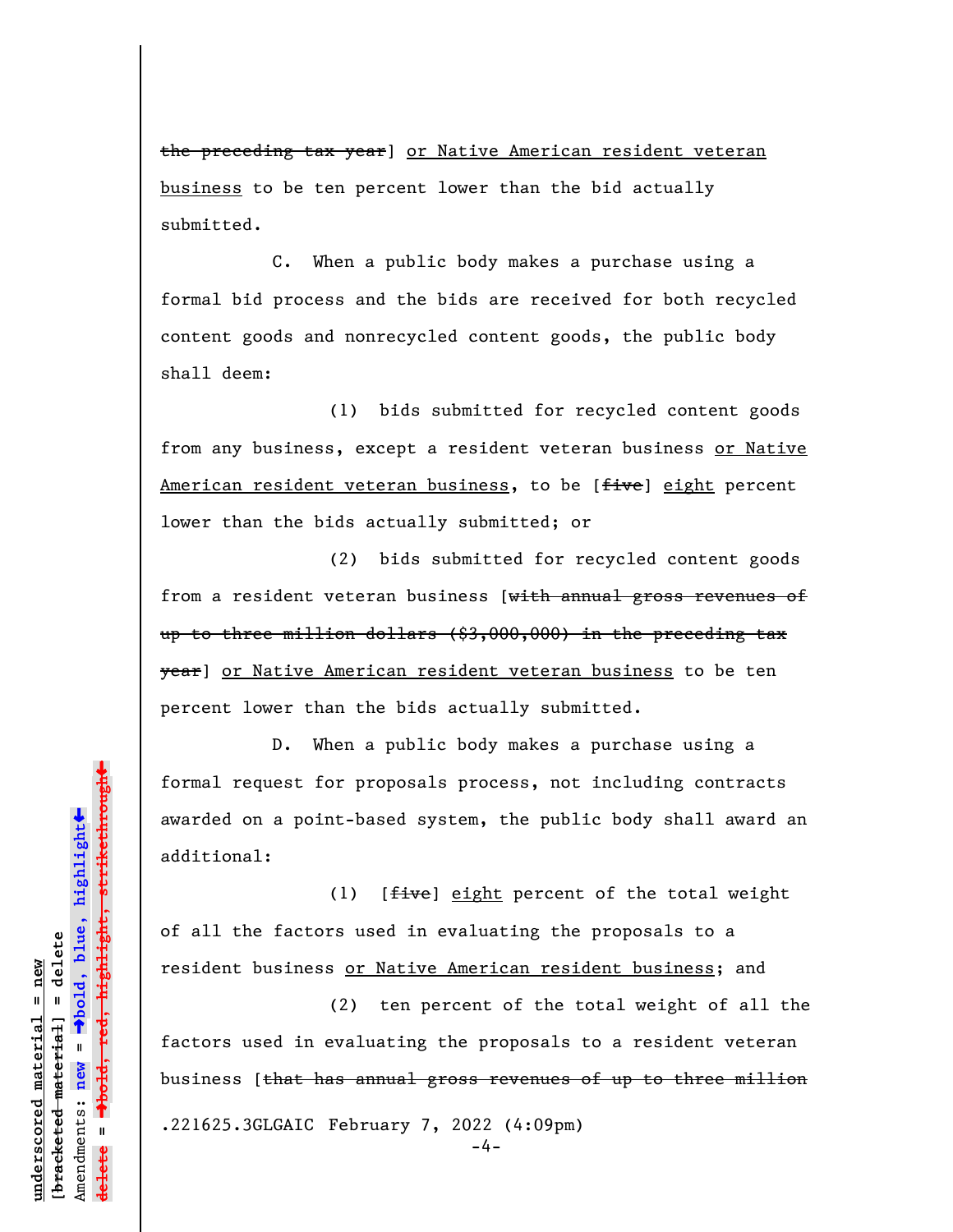~~the preceding tax year~~] <u>or Native American resident veteran business</u> to be ten percent lower than the bid actually submitted.

C. When a public body makes a purchase using a formal bid process and the bids are received for both recycled content goods and nonrecycled content goods, the public body shall deem:

(1) bids submitted for recycled content goods from any business, except a resident veteran business <u>or Native American resident veteran business</u>, to be [~~five~~] <u>eight</u> percent lower than the bids actually submitted; or

(2) bids submitted for recycled content goods from a resident veteran business [~~with annual gross revenues of up to three million dollars ($3,000,000) in the preceding tax year~~] <u>or Native American resident veteran business</u> to be ten percent lower than the bids actually submitted.

D. When a public body makes a purchase using a formal request for proposals process, not including contracts awarded on a point-based system, the public body shall award an additional:

(1) [~~five~~] <u>eight</u> percent of the total weight of all the factors used in evaluating the proposals to a resident business <u>or Native American resident business</u>; and

(2) ten percent of the total weight of all the factors used in evaluating the proposals to a resident veteran business [~~that has annual gross revenues of up to three million~~

.221625.3GLGAIC February 7, 2022 (4:09pm)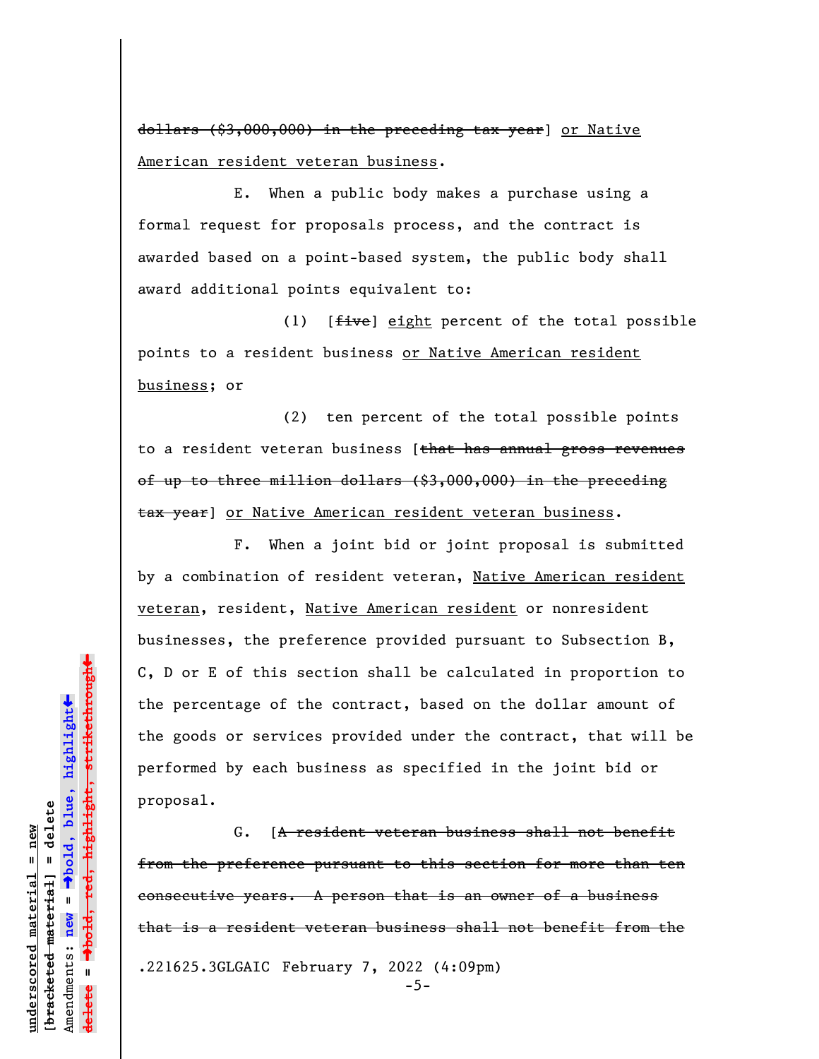~~dollars ($3,000,000) in the preceding tax year~~] <u>or Native American resident veteran business</u>.

E. When a public body makes a purchase using a formal request for proposals process, and the contract is awarded based on a point-based system, the public body shall award additional points equivalent to:

(1) [~~five~~] <u>eight</u> percent of the total possible points to a resident business <u>or Native American resident business</u>; or

(2) ten percent of the total possible points to a resident veteran business [~~that has annual gross revenues of up to three million dollars ($3,000,000) in the preceding tax year~~] <u>or Native American resident veteran business</u>.

F. When a joint bid or joint proposal is submitted by a combination of resident veteran, <u>Native American resident veteran</u>, resident, <u>Native American resident</u> or nonresident businesses, the preference provided pursuant to Subsection B, C, D or E of this section shall be calculated in proportion to the percentage of the contract, based on the dollar amount of the goods or services provided under the contract, that will be performed by each business as specified in the joint bid or proposal.

G. [~~A resident veteran business shall not benefit from the preference pursuant to this section for more than ten consecutive years. A person that is an owner of a business that is a resident veteran business shall not benefit from the~~

.221625.3GLGAIC February 7, 2022 (4:09pm)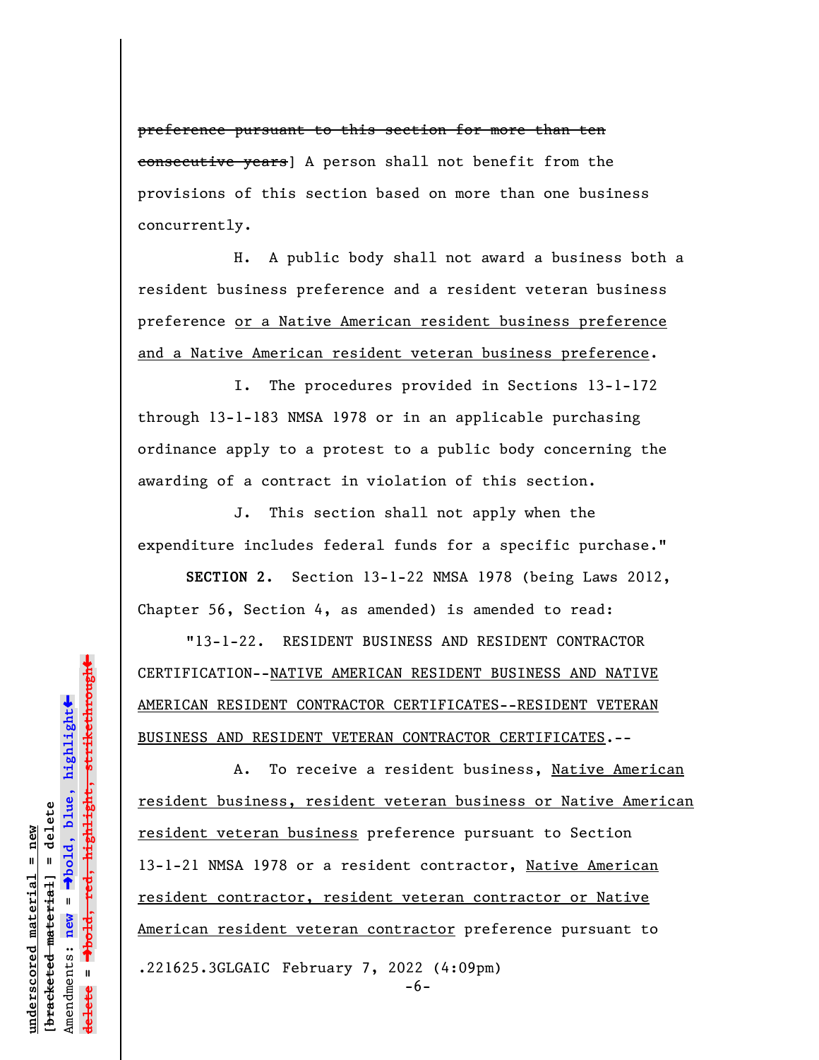~~preference pursuant to this section for more than ten consecutive years~~] A person shall not benefit from the provisions of this section based on more than one business concurrently.

H. A public body shall not award a business both a resident business preference and a resident veteran business preference <u>or a Native American resident business preference and a Native American resident veteran business preference</u>.

I. The procedures provided in Sections 13-1-172 through 13-1-183 NMSA 1978 or in an applicable purchasing ordinance apply to a protest to a public body concerning the awarding of a contract in violation of this section.

J. This section shall not apply when the expenditure includes federal funds for a specific purchase."

**SECTION 2.** Section 13-1-22 NMSA 1978 (being Laws 2012, Chapter 56, Section 4, as amended) is amended to read:

"13-1-22. RESIDENT BUSINESS AND RESIDENT CONTRACTOR CERTIFICATION--<u>NATIVE AMERICAN RESIDENT BUSINESS AND NATIVE AMERICAN RESIDENT CONTRACTOR CERTIFICATES--RESIDENT VETERAN BUSINESS AND RESIDENT VETERAN CONTRACTOR CERTIFICATES</u>.--

A. To receive a resident business, <u>Native American resident business, resident veteran business or Native American resident veteran business</u> preference pursuant to Section 13-1-21 NMSA 1978 or a resident contractor, <u>Native American resident contractor, resident veteran contractor or Native American resident veteran contractor</u> preference pursuant to

.221625.3GLGAIC February 7, 2022 (4:09pm)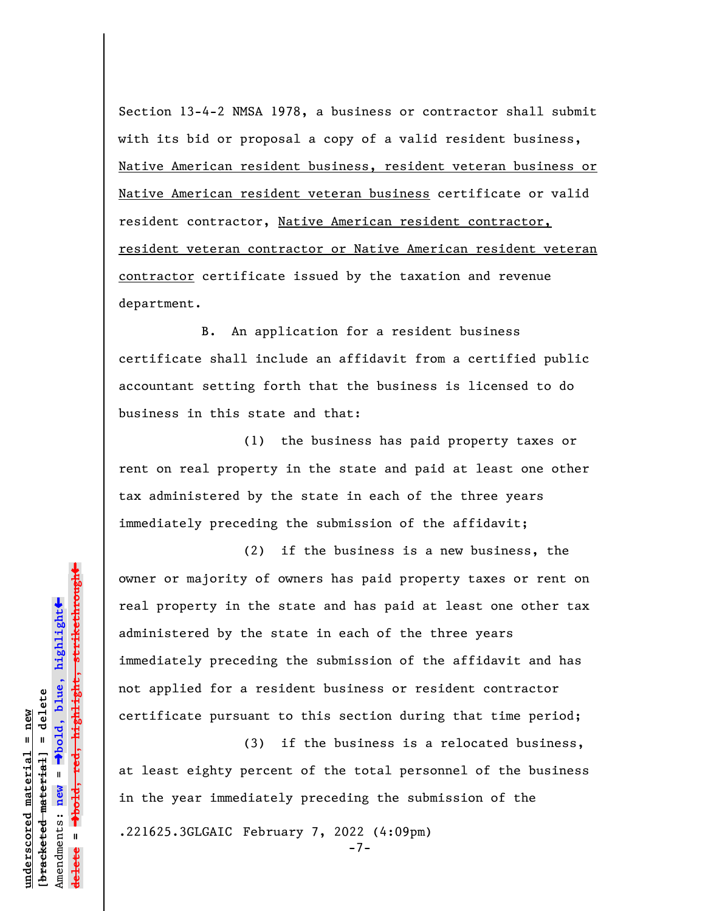Section 13-4-2 NMSA 1978, a business or contractor shall submit with its bid or proposal a copy of a valid resident business, <u>Native American resident business, resident veteran business or Native American resident veteran business</u> certificate or valid resident contractor, <u>Native American resident contractor, resident veteran contractor or Native American resident veteran contractor</u> certificate issued by the taxation and revenue department.

B. An application for a resident business certificate shall include an affidavit from a certified public accountant setting forth that the business is licensed to do business in this state and that:

(1) the business has paid property taxes or rent on real property in the state and paid at least one other tax administered by the state in each of the three years immediately preceding the submission of the affidavit;

(2) if the business is a new business, the owner or majority of owners has paid property taxes or rent on real property in the state and has paid at least one other tax administered by the state in each of the three years immediately preceding the submission of the affidavit and has not applied for a resident business or resident contractor certificate pursuant to this section during that time period;

(3) if the business is a relocated business, at least eighty percent of the total personnel of the business in the year immediately preceding the submission of the

.221625.3GLGAIC February 7, 2022 (4:09pm)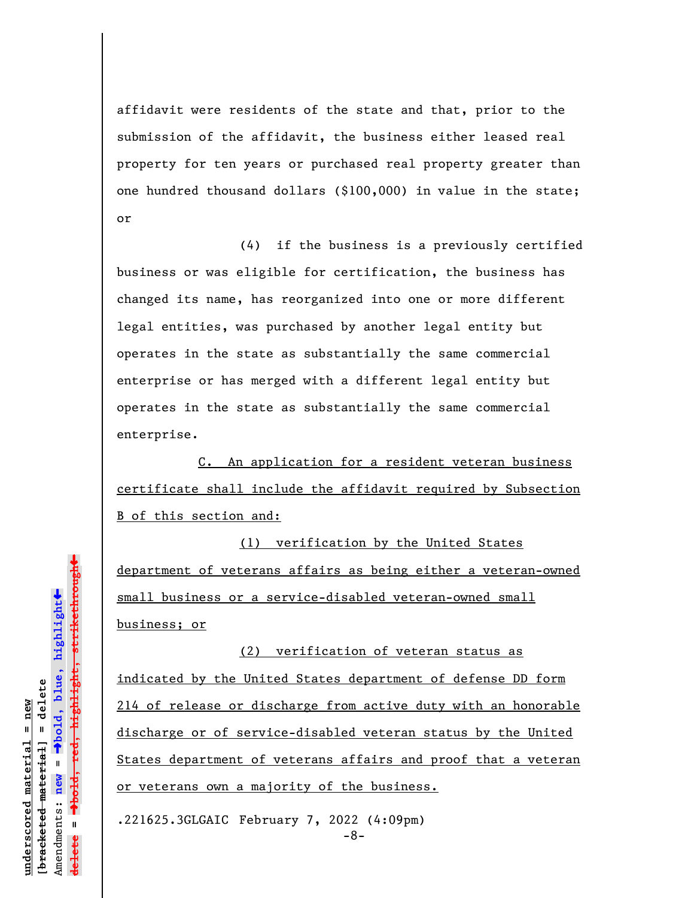affidavit were residents of the state and that, prior to the submission of the affidavit, the business either leased real property for ten years or purchased real property greater than one hundred thousand dollars ($100,000) in value in the state; or

(4) if the business is a previously certified business or was eligible for certification, the business has changed its name, has reorganized into one or more different legal entities, was purchased by another legal entity but operates in the state as substantially the same commercial enterprise or has merged with a different legal entity but operates in the state as substantially the same commercial enterprise.

<u>C. An application for a resident veteran business certificate shall include the affidavit required by Subsection B of this section and:</u>

<u>(1) verification by the United States department of veterans affairs as being either a veteran-owned small business or a service-disabled veteran-owned small business; or</u>

<u>(2) verification of veteran status as indicated by the United States department of defense DD form 214 of release or discharge from active duty with an honorable discharge or of service-disabled veteran status by the United States department of veterans affairs and proof that a veteran or veterans own a majority of the business.</u>

.221625.3GLGAIC February 7, 2022 (4:09pm)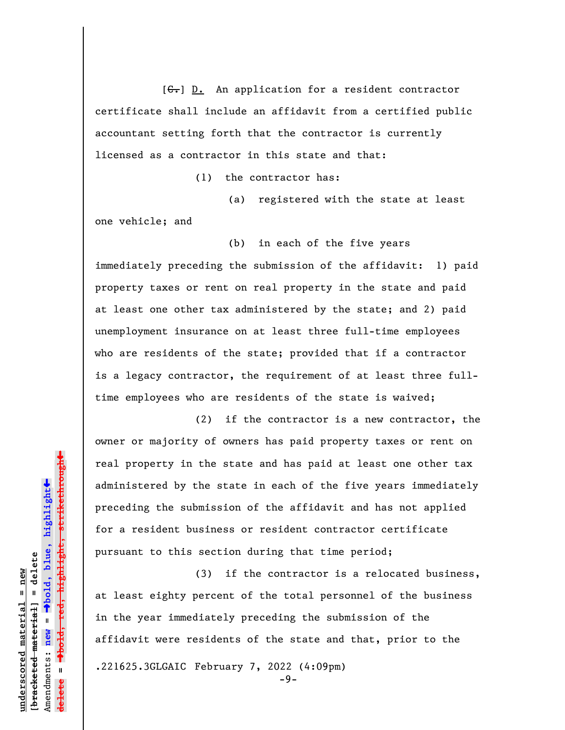[~~C.~~] D. An application for a resident contractor certificate shall include an affidavit from a certified public accountant setting forth that the contractor is currently licensed as a contractor in this state and that:

(1) the contractor has:

(a) registered with the state at least one vehicle; and

(b) in each of the five years immediately preceding the submission of the affidavit: 1) paid property taxes or rent on real property in the state and paid at least one other tax administered by the state; and 2) paid unemployment insurance on at least three full-time employees who are residents of the state; provided that if a contractor is a legacy contractor, the requirement of at least three full-time employees who are residents of the state is waived;

(2) if the contractor is a new contractor, the owner or majority of owners has paid property taxes or rent on real property in the state and has paid at least one other tax administered by the state in each of the five years immediately preceding the submission of the affidavit and has not applied for a resident business or resident contractor certificate pursuant to this section during that time period;

(3) if the contractor is a relocated business, at least eighty percent of the total personnel of the business in the year immediately preceding the submission of the affidavit were residents of the state and that, prior to the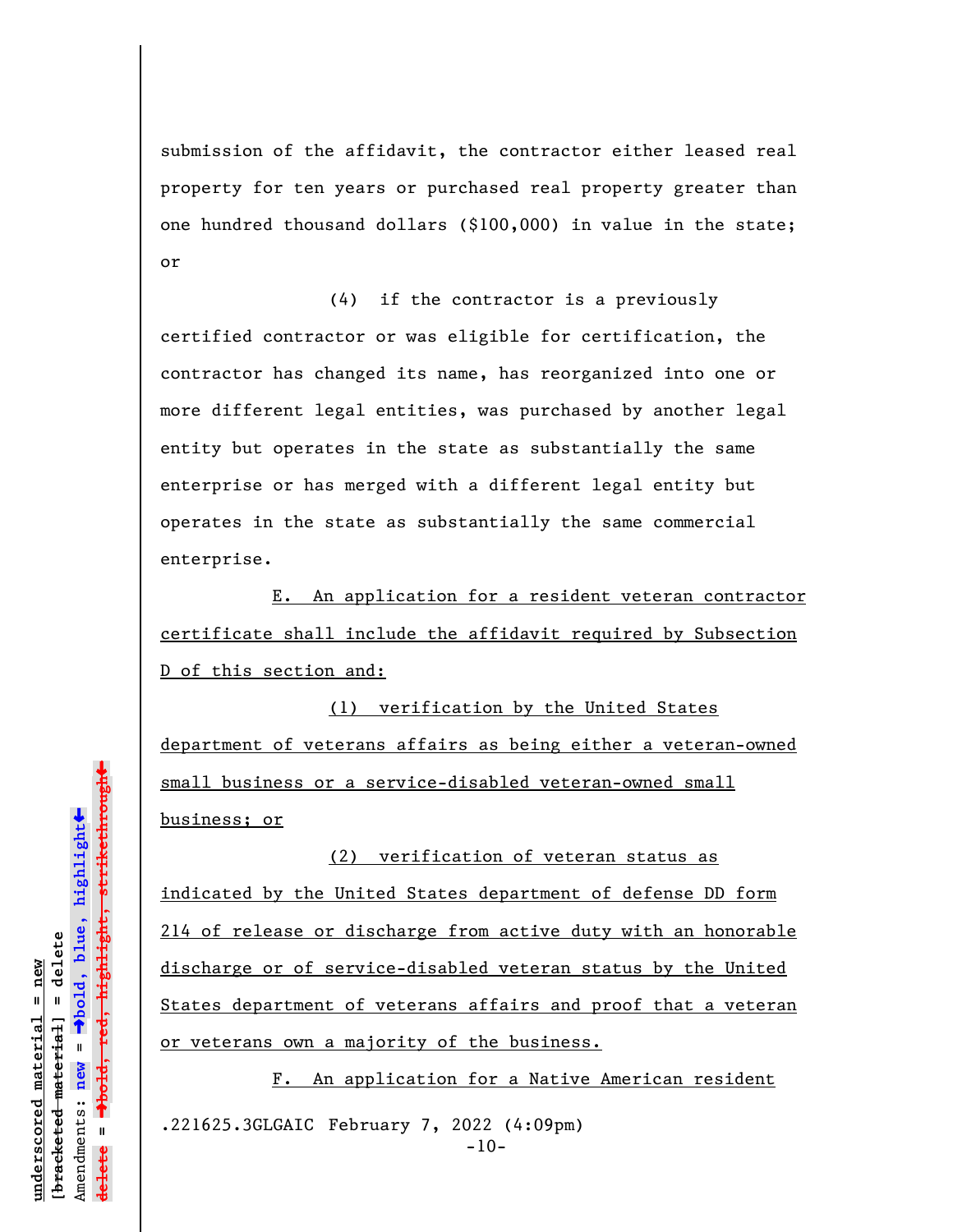submission of the affidavit, the contractor either leased real property for ten years or purchased real property greater than one hundred thousand dollars ($100,000) in value in the state; or

(4) if the contractor is a previously certified contractor or was eligible for certification, the contractor has changed its name, has reorganized into one or more different legal entities, was purchased by another legal entity but operates in the state as substantially the same enterprise or has merged with a different legal entity but operates in the state as substantially the same commercial enterprise.

<u>E. An application for a resident veteran contractor certificate shall include the affidavit required by Subsection D of this section and:</u>

<u>(1) verification by the United States department of veterans affairs as being either a veteran-owned small business or a service-disabled veteran-owned small business; or</u>

<u>(2) verification of veteran status as indicated by the United States department of defense DD form 214 of release or discharge from active duty with an honorable discharge or of service-disabled veteran status by the United States department of veterans affairs and proof that a veteran or veterans own a majority of the business.</u>

<u>F. An application for a Native American resident</u>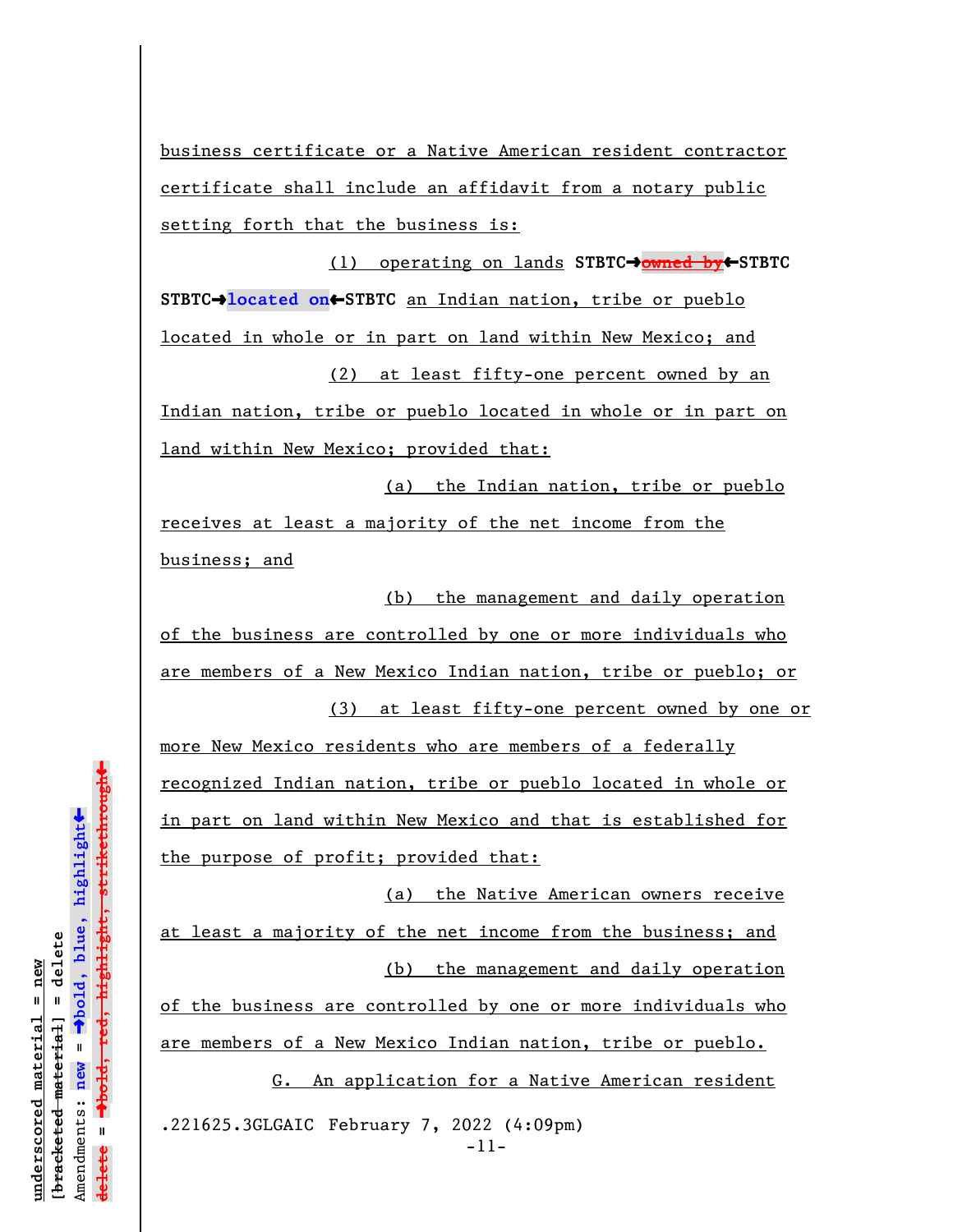business certificate or a Native American resident contractor certificate shall include an affidavit from a notary public setting forth that the business is:

(1) operating on lands STBTC→~~owned by~~←STBTC STBTC→**located on**←STBTC an Indian nation, tribe or pueblo located in whole or in part on land within New Mexico; and

(2) at least fifty-one percent owned by an Indian nation, tribe or pueblo located in whole or in part on land within New Mexico; provided that:

(a) the Indian nation, tribe or pueblo receives at least a majority of the net income from the business; and

(b) the management and daily operation of the business are controlled by one or more individuals who are members of a New Mexico Indian nation, tribe or pueblo; or

(3) at least fifty-one percent owned by one or more New Mexico residents who are members of a federally recognized Indian nation, tribe or pueblo located in whole or in part on land within New Mexico and that is established for the purpose of profit; provided that:

(a) the Native American owners receive at least a majority of the net income from the business; and

(b) the management and daily operation of the business are controlled by one or more individuals who are members of a New Mexico Indian nation, tribe or pueblo.

G. An application for a Native American resident

.221625.3GLGAIC February 7, 2022 (4:09pm)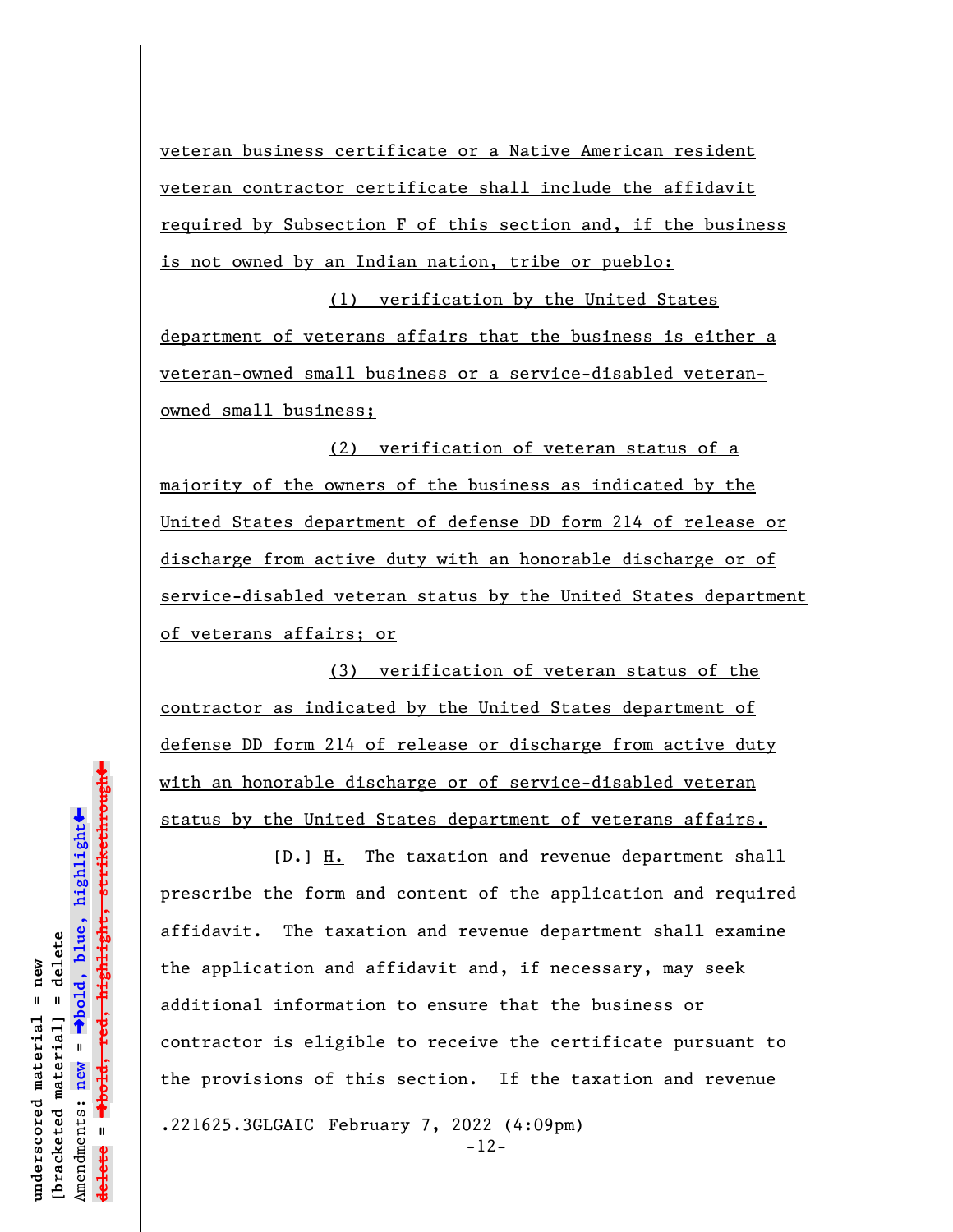veteran business certificate or a Native American resident veteran contractor certificate shall include the affidavit required by Subsection F of this section and, if the business is not owned by an Indian nation, tribe or pueblo:

(1) verification by the United States department of veterans affairs that the business is either a veteran-owned small business or a service-disabled veteran-owned small business;

(2) verification of veteran status of a majority of the owners of the business as indicated by the United States department of defense DD form 214 of release or discharge from active duty with an honorable discharge or of service-disabled veteran status by the United States department of veterans affairs; or

(3) verification of veteran status of the contractor as indicated by the United States department of defense DD form 214 of release or discharge from active duty with an honorable discharge or of service-disabled veteran status by the United States department of veterans affairs.

[~~D.~~] H. The taxation and revenue department shall prescribe the form and content of the application and required affidavit. The taxation and revenue department shall examine the application and affidavit and, if necessary, may seek additional information to ensure that the business or contractor is eligible to receive the certificate pursuant to the provisions of this section. If the taxation and revenue

.221625.3GLGAIC February 7, 2022 (4:09pm)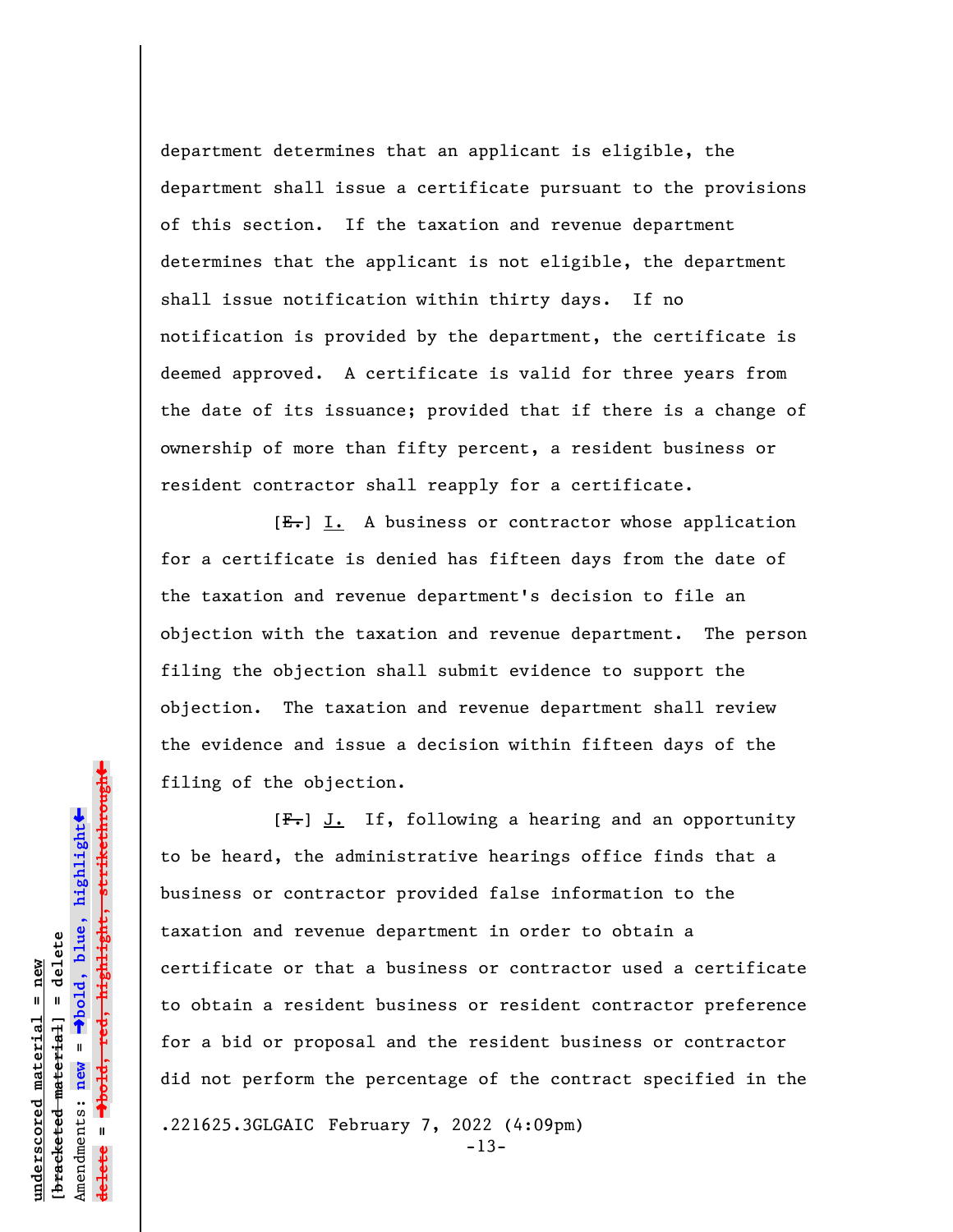department determines that an applicant is eligible, the department shall issue a certificate pursuant to the provisions of this section. If the taxation and revenue department determines that the applicant is not eligible, the department shall issue notification within thirty days. If no notification is provided by the department, the certificate is deemed approved. A certificate is valid for three years from the date of its issuance; provided that if there is a change of ownership of more than fifty percent, a resident business or resident contractor shall reapply for a certificate.

[~~E.~~] I. A business or contractor whose application for a certificate is denied has fifteen days from the date of the taxation and revenue department's decision to file an objection with the taxation and revenue department. The person filing the objection shall submit evidence to support the objection. The taxation and revenue department shall review the evidence and issue a decision within fifteen days of the filing of the objection.

[~~F.~~] J. If, following a hearing and an opportunity to be heard, the administrative hearings office finds that a business or contractor provided false information to the taxation and revenue department in order to obtain a certificate or that a business or contractor used a certificate to obtain a resident business or resident contractor preference for a bid or proposal and the resident business or contractor did not perform the percentage of the contract specified in the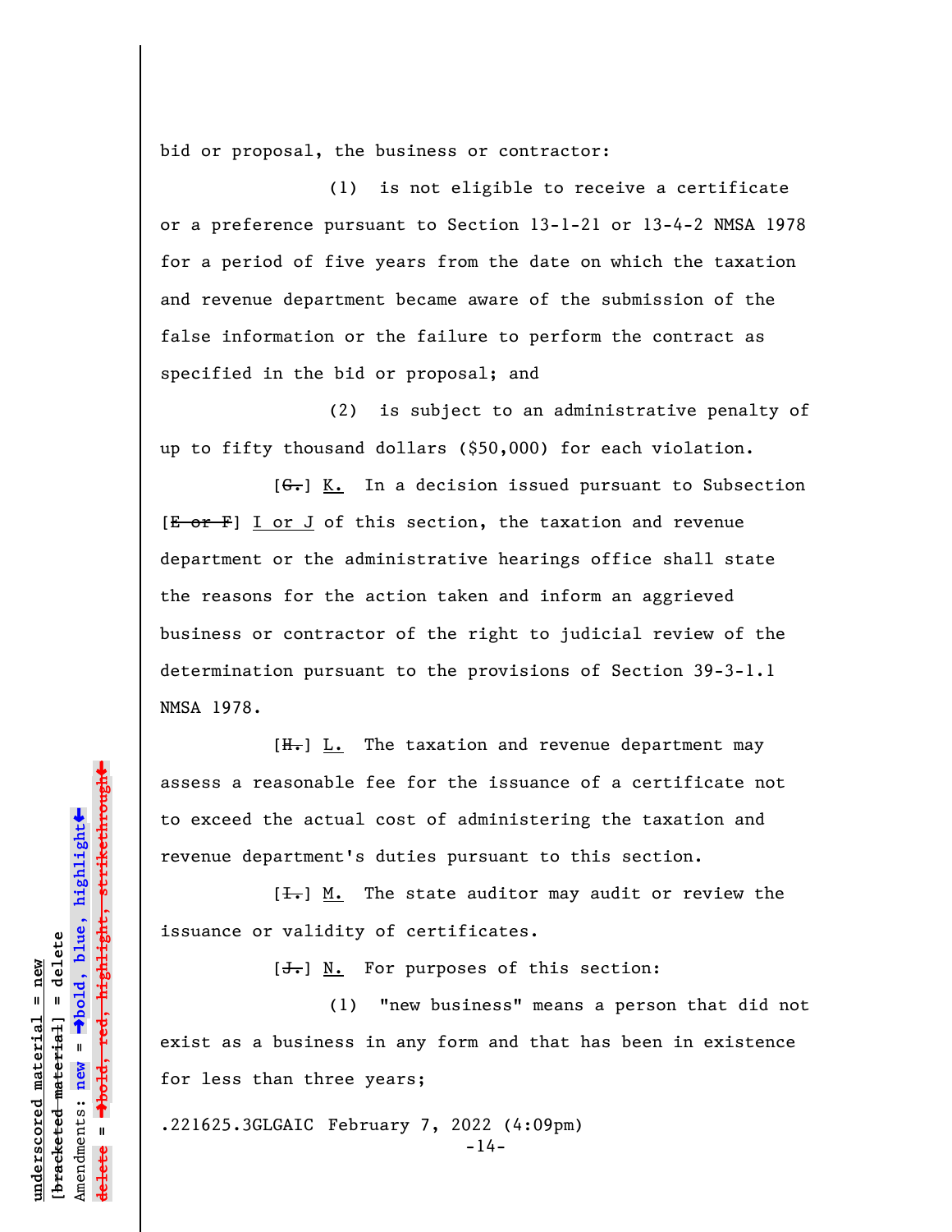bid or proposal, the business or contractor:

(1) is not eligible to receive a certificate or a preference pursuant to Section 13-1-21 or 13-4-2 NMSA 1978 for a period of five years from the date on which the taxation and revenue department became aware of the submission of the false information or the failure to perform the contract as specified in the bid or proposal; and

(2) is subject to an administrative penalty of up to fifty thousand dollars ($50,000) for each violation.

[~~G.~~] <u>K.</u> In a decision issued pursuant to Subsection [~~E or F~~] <u>I or J</u> of this section, the taxation and revenue department or the administrative hearings office shall state the reasons for the action taken and inform an aggrieved business or contractor of the right to judicial review of the determination pursuant to the provisions of Section 39-3-1.1 NMSA 1978.

[~~H.~~] <u>L.</u> The taxation and revenue department may assess a reasonable fee for the issuance of a certificate not to exceed the actual cost of administering the taxation and revenue department's duties pursuant to this section.

[~~I.~~] <u>M.</u> The state auditor may audit or review the issuance or validity of certificates.

[~~J.~~] <u>N.</u> For purposes of this section:

(1) "new business" means a person that did not exist as a business in any form and that has been in existence for less than three years;

.221625.3GLGAIC February 7, 2022 (4:09pm)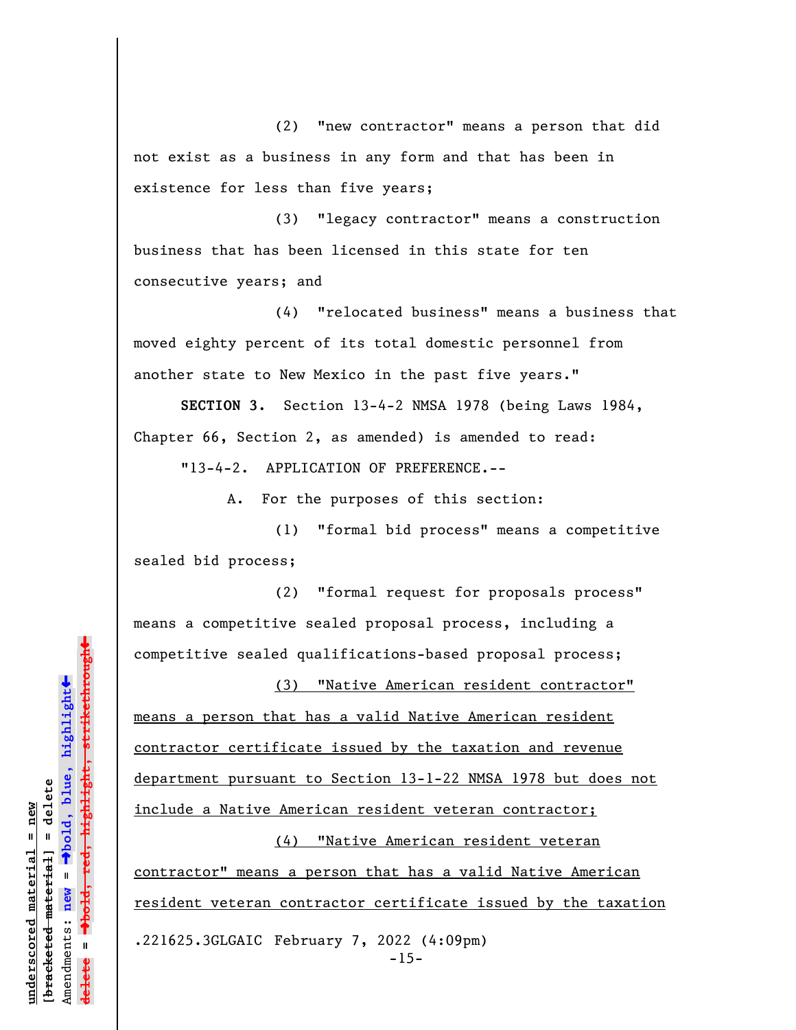(2) "new contractor" means a person that did not exist as a business in any form and that has been in existence for less than five years;

(3) "legacy contractor" means a construction business that has been licensed in this state for ten consecutive years; and

(4) "relocated business" means a business that moved eighty percent of its total domestic personnel from another state to New Mexico in the past five years."

**SECTION 3.** Section 13-4-2 NMSA 1978 (being Laws 1984, Chapter 66, Section 2, as amended) is amended to read:

"13-4-2. APPLICATION OF PREFERENCE.--

A. For the purposes of this section:

(1) "formal bid process" means a competitive sealed bid process;

(2) "formal request for proposals process" means a competitive sealed proposal process, including a competitive sealed qualifications-based proposal process;

<u>(3) "Native American resident contractor" means a person that has a valid Native American resident contractor certificate issued by the taxation and revenue department pursuant to Section 13-1-22 NMSA 1978 but does not include a Native American resident veteran contractor;</u>

<u>(4) "Native American resident veteran contractor" means a person that has a valid Native American resident veteran contractor certificate issued by the taxation</u>

.221625.3GLGAIC February 7, 2022 (4:09pm)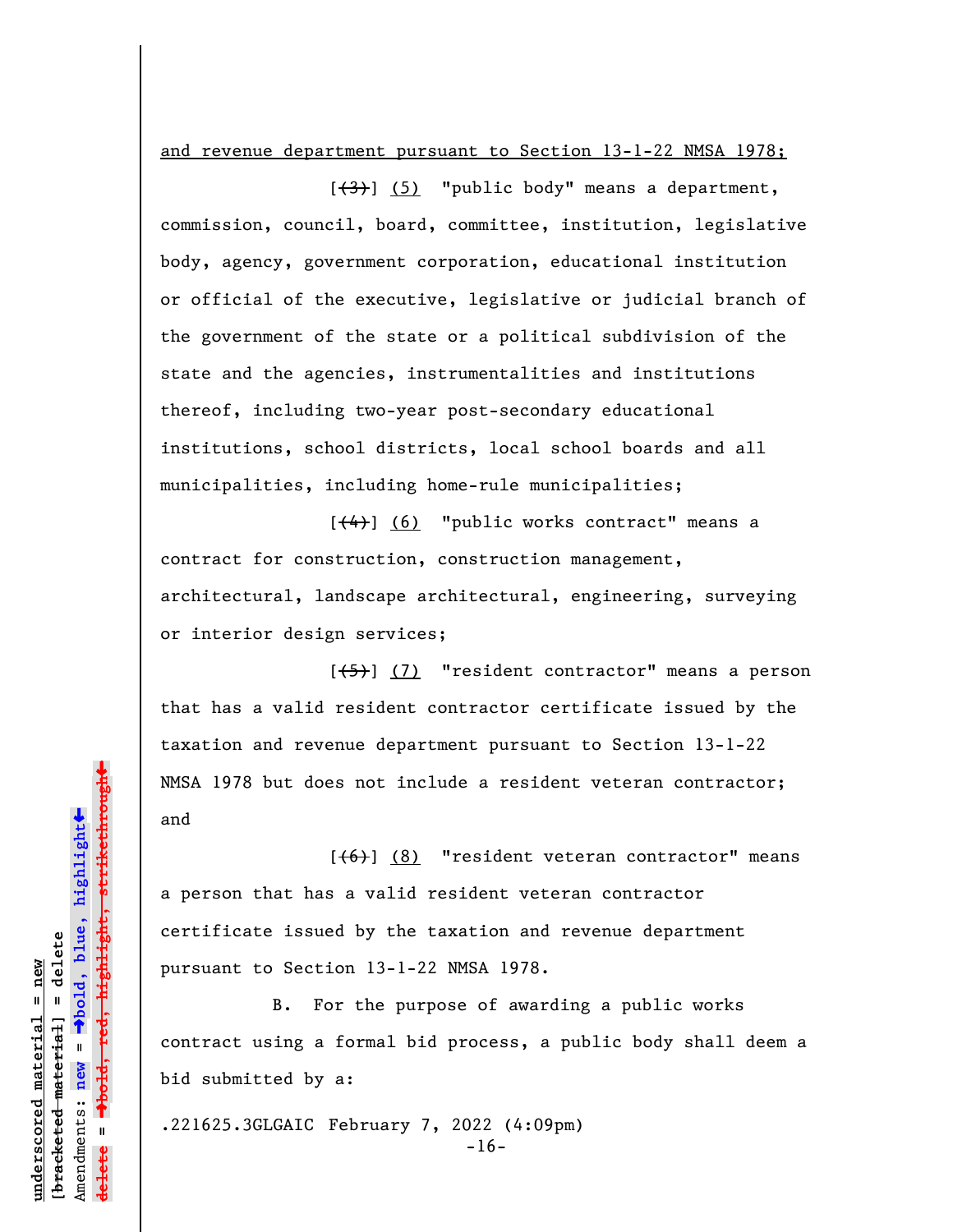and revenue department pursuant to Section 13-1-22 NMSA 1978;

[~~(3)~~] (5) "public body" means a department, commission, council, board, committee, institution, legislative body, agency, government corporation, educational institution or official of the executive, legislative or judicial branch of the government of the state or a political subdivision of the state and the agencies, instrumentalities and institutions thereof, including two-year post-secondary educational institutions, school districts, local school boards and all municipalities, including home-rule municipalities;

[~~(4)~~] (6) "public works contract" means a contract for construction, construction management, architectural, landscape architectural, engineering, surveying or interior design services;

[~~(5)~~] (7) "resident contractor" means a person that has a valid resident contractor certificate issued by the taxation and revenue department pursuant to Section 13-1-22 NMSA 1978 but does not include a resident veteran contractor; and

[~~(6)~~] (8) "resident veteran contractor" means a person that has a valid resident veteran contractor certificate issued by the taxation and revenue department pursuant to Section 13-1-22 NMSA 1978.

B. For the purpose of awarding a public works contract using a formal bid process, a public body shall deem a bid submitted by a:

.221625.3GLGAIC February 7, 2022 (4:09pm)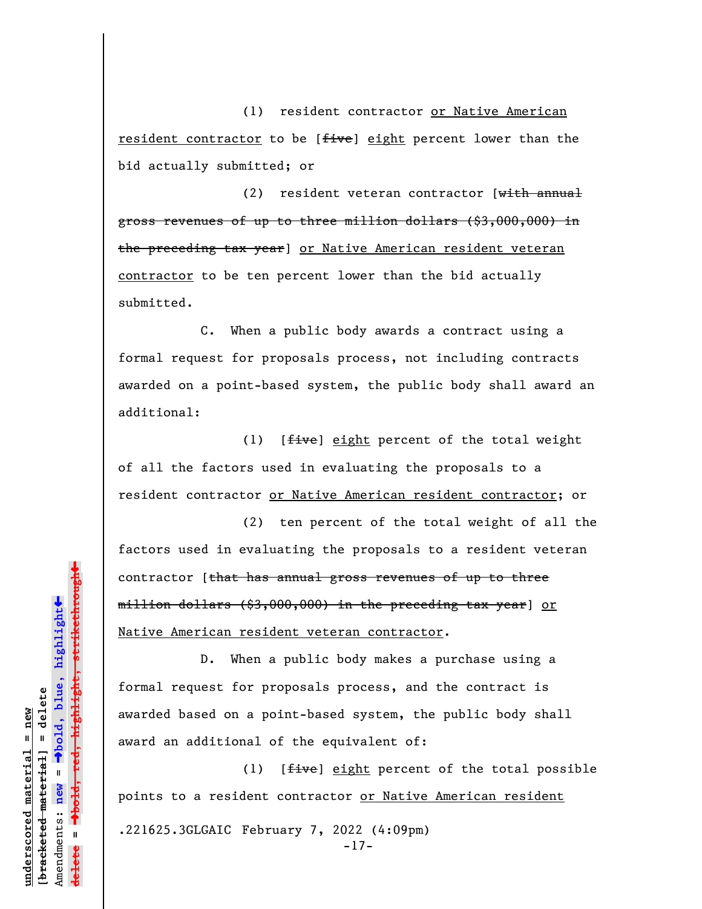(1) resident contractor <u>or Native American resident contractor</u> to be [~~five~~] <u>eight</u> percent lower than the bid actually submitted; or

(2) resident veteran contractor [~~with annual gross revenues of up to three million dollars ($3,000,000) in the preceding tax year~~] <u>or Native American resident veteran contractor</u> to be ten percent lower than the bid actually submitted.

C. When a public body awards a contract using a formal request for proposals process, not including contracts awarded on a point-based system, the public body shall award an additional:

(1) [~~five~~] <u>eight</u> percent of the total weight of all the factors used in evaluating the proposals to a resident contractor <u>or Native American resident contractor</u>; or

(2) ten percent of the total weight of all the factors used in evaluating the proposals to a resident veteran contractor [~~that has annual gross revenues of up to three million dollars ($3,000,000) in the preceding tax year~~] <u>or Native American resident veteran contractor</u>.

D. When a public body makes a purchase using a formal request for proposals process, and the contract is awarded based on a point-based system, the public body shall award an additional of the equivalent of:

(1) [~~five~~] <u>eight</u> percent of the total possible points to a resident contractor <u>or Native American resident</u>

.221625.3GLGAIC February 7, 2022 (4:09pm)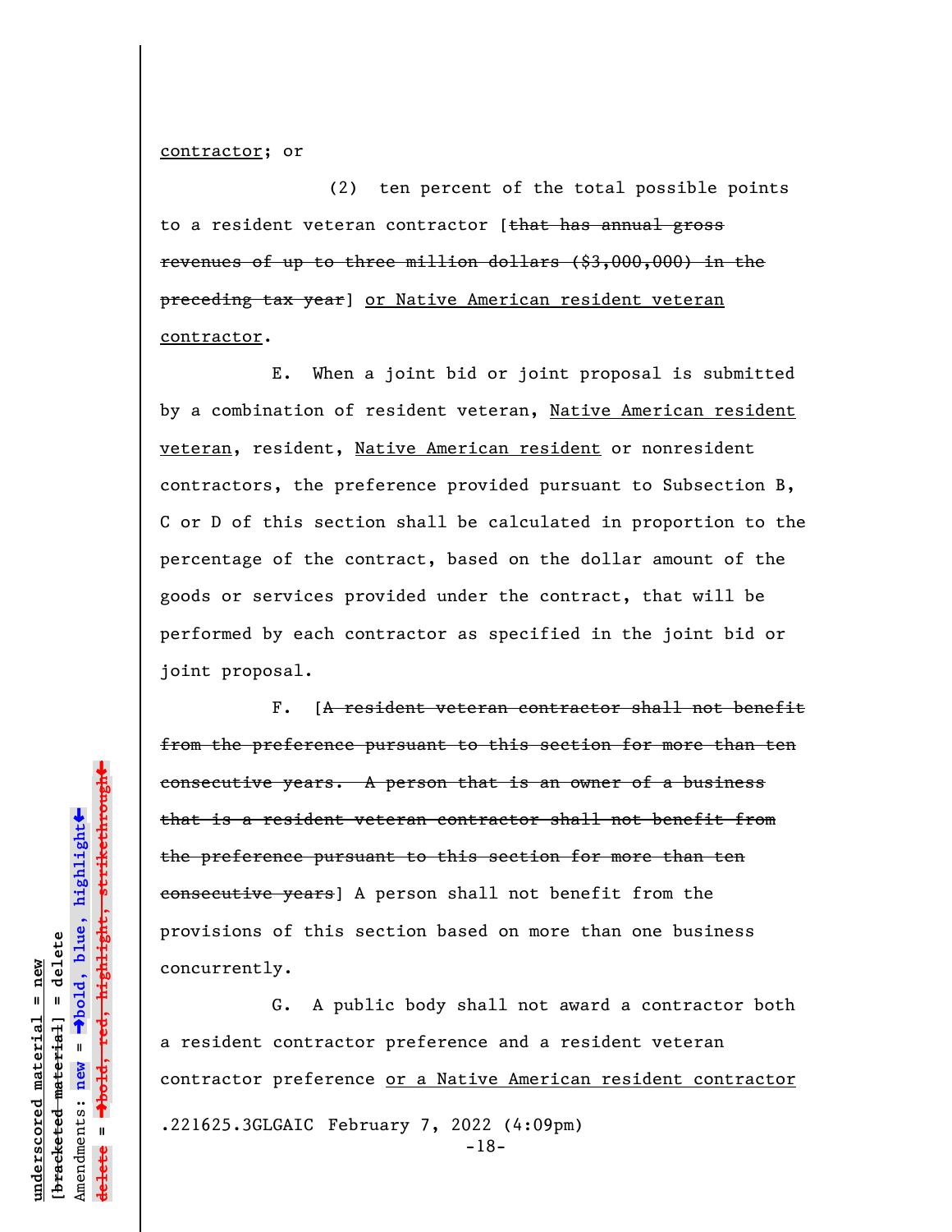contractor; or

(2) ten percent of the total possible points to a resident veteran contractor [~~that has annual gross revenues of up to three million dollars ($3,000,000) in the preceding tax year~~] or Native American resident veteran contractor.

E. When a joint bid or joint proposal is submitted by a combination of resident veteran, Native American resident veteran, resident, Native American resident or nonresident contractors, the preference provided pursuant to Subsection B, C or D of this section shall be calculated in proportion to the percentage of the contract, based on the dollar amount of the goods or services provided under the contract, that will be performed by each contractor as specified in the joint bid or joint proposal.

F. [~~A resident veteran contractor shall not benefit from the preference pursuant to this section for more than ten consecutive years. A person that is an owner of a business that is a resident veteran contractor shall not benefit from the preference pursuant to this section for more than ten consecutive years~~] A person shall not benefit from the provisions of this section based on more than one business concurrently.

G. A public body shall not award a contractor both a resident contractor preference and a resident veteran contractor preference or a Native American resident contractor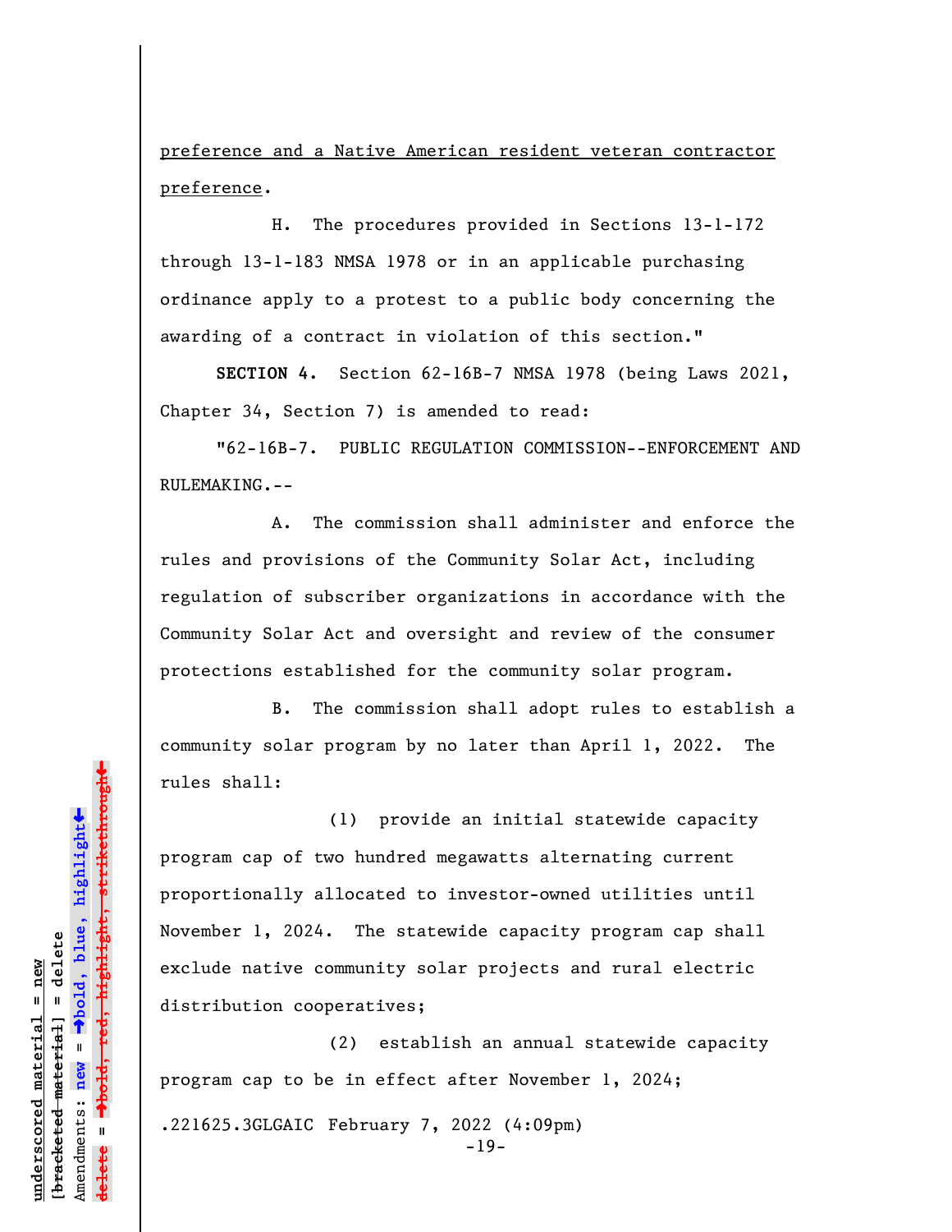<u>preference and a Native American resident veteran contractor preference</u>.

H. The procedures provided in Sections 13-1-172 through 13-1-183 NMSA 1978 or in an applicable purchasing ordinance apply to a protest to a public body concerning the awarding of a contract in violation of this section."

**SECTION 4.** Section 62-16B-7 NMSA 1978 (being Laws 2021, Chapter 34, Section 7) is amended to read:

"62-16B-7. PUBLIC REGULATION COMMISSION--ENFORCEMENT AND RULEMAKING.--

A. The commission shall administer and enforce the rules and provisions of the Community Solar Act, including regulation of subscriber organizations in accordance with the Community Solar Act and oversight and review of the consumer protections established for the community solar program.

B. The commission shall adopt rules to establish a community solar program by no later than April 1, 2022. The rules shall:

(1) provide an initial statewide capacity program cap of two hundred megawatts alternating current proportionally allocated to investor-owned utilities until November 1, 2024. The statewide capacity program cap shall exclude native community solar projects and rural electric distribution cooperatives;

(2) establish an annual statewide capacity program cap to be in effect after November 1, 2024;

.221625.3GLGAIC February 7, 2022 (4:09pm)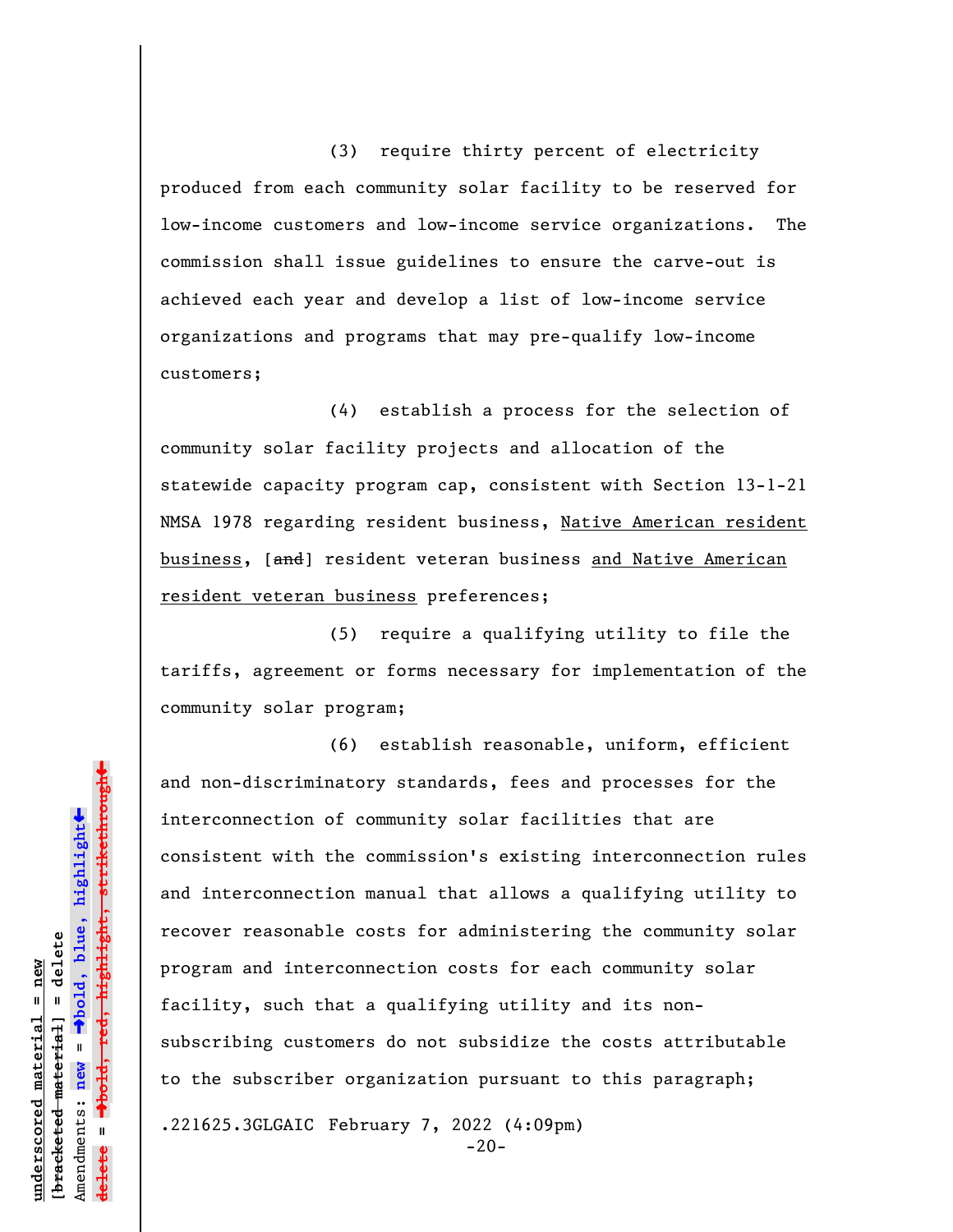(3) require thirty percent of electricity produced from each community solar facility to be reserved for low-income customers and low-income service organizations. The commission shall issue guidelines to ensure the carve-out is achieved each year and develop a list of low-income service organizations and programs that may pre-qualify low-income customers;

(4) establish a process for the selection of community solar facility projects and allocation of the statewide capacity program cap, consistent with Section 13-1-21 NMSA 1978 regarding resident business, <u>Native American resident business</u>, [~~and~~] resident veteran business <u>and Native American resident veteran business</u> preferences;

(5) require a qualifying utility to file the tariffs, agreement or forms necessary for implementation of the community solar program;

(6) establish reasonable, uniform, efficient and non-discriminatory standards, fees and processes for the interconnection of community solar facilities that are consistent with the commission's existing interconnection rules and interconnection manual that allows a qualifying utility to recover reasonable costs for administering the community solar program and interconnection costs for each community solar facility, such that a qualifying utility and its non-subscribing customers do not subsidize the costs attributable to the subscriber organization pursuant to this paragraph;

.221625.3GLGAIC February 7, 2022 (4:09pm)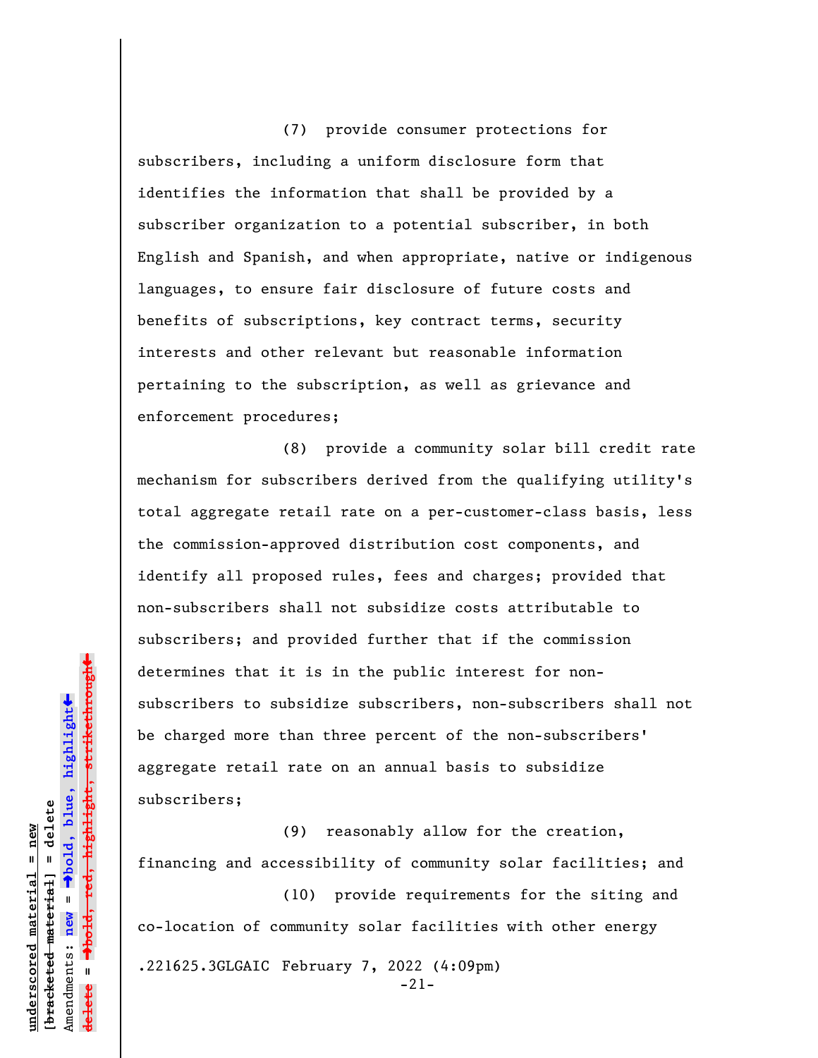(7) provide consumer protections for subscribers, including a uniform disclosure form that identifies the information that shall be provided by a subscriber organization to a potential subscriber, in both English and Spanish, and when appropriate, native or indigenous languages, to ensure fair disclosure of future costs and benefits of subscriptions, key contract terms, security interests and other relevant but reasonable information pertaining to the subscription, as well as grievance and enforcement procedures;

(8) provide a community solar bill credit rate mechanism for subscribers derived from the qualifying utility's total aggregate retail rate on a per-customer-class basis, less the commission-approved distribution cost components, and identify all proposed rules, fees and charges; provided that non-subscribers shall not subsidize costs attributable to subscribers; and provided further that if the commission determines that it is in the public interest for non-subscribers to subsidize subscribers, non-subscribers shall not be charged more than three percent of the non-subscribers' aggregate retail rate on an annual basis to subsidize subscribers;

(9) reasonably allow for the creation, financing and accessibility of community solar facilities; and

(10) provide requirements for the siting and co-location of community solar facilities with other energy

.221625.3GLGAIC February 7, 2022 (4:09pm)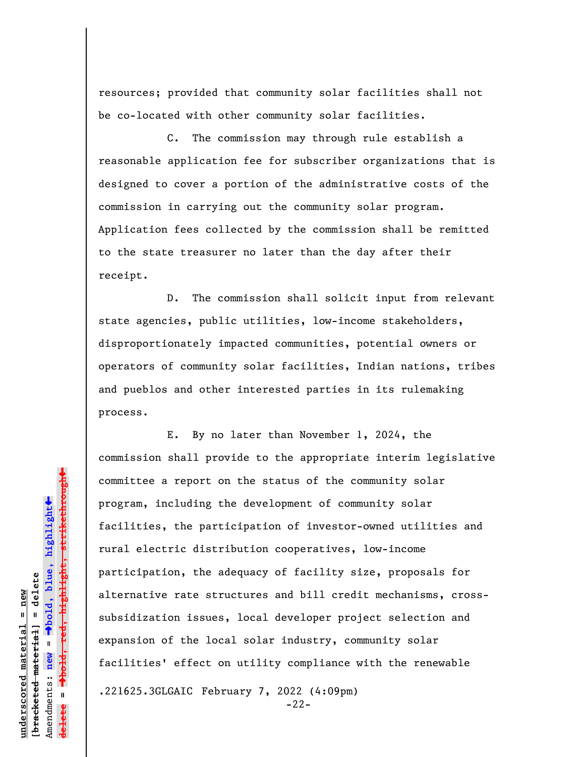resources; provided that community solar facilities shall not be co-located with other community solar facilities.

C. The commission may through rule establish a reasonable application fee for subscriber organizations that is designed to cover a portion of the administrative costs of the commission in carrying out the community solar program. Application fees collected by the commission shall be remitted to the state treasurer no later than the day after their receipt.

D. The commission shall solicit input from relevant state agencies, public utilities, low-income stakeholders, disproportionately impacted communities, potential owners or operators of community solar facilities, Indian nations, tribes and pueblos and other interested parties in its rulemaking process.

E. By no later than November 1, 2024, the commission shall provide to the appropriate interim legislative committee a report on the status of the community solar program, including the development of community solar facilities, the participation of investor-owned utilities and rural electric distribution cooperatives, low-income participation, the adequacy of facility size, proposals for alternative rate structures and bill credit mechanisms, cross-subsidization issues, local developer project selection and expansion of the local solar industry, community solar facilities' effect on utility compliance with the renewable

.221625.3GLGAIC February 7, 2022 (4:09pm)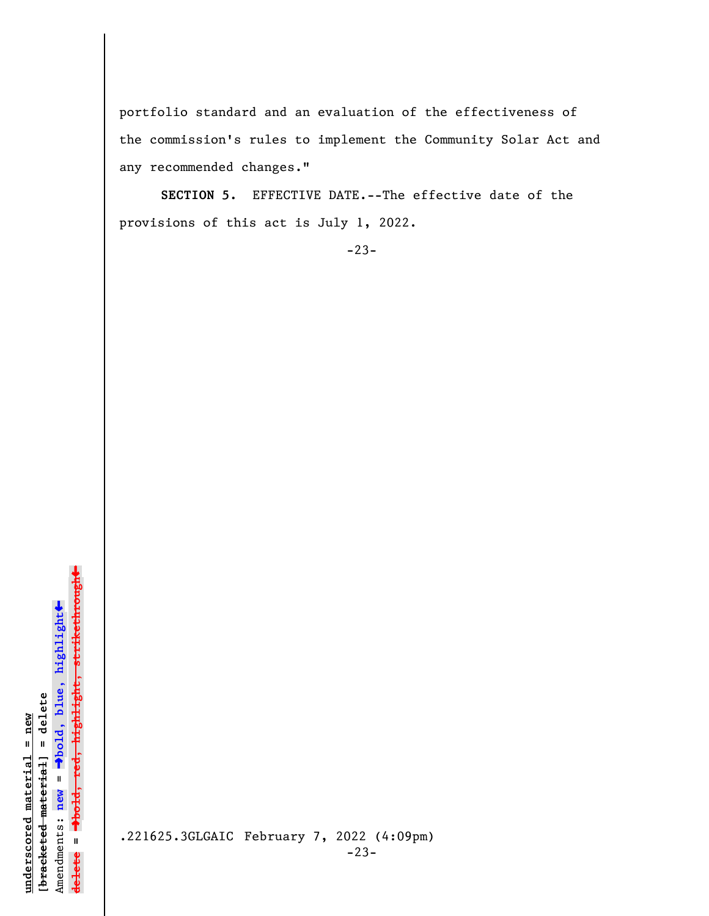portfolio standard and an evaluation of the effectiveness of the commission's rules to implement the Community Solar Act and any recommended changes."

**SECTION 5.** EFFECTIVE DATE.--The effective date of the provisions of this act is July 1, 2022.

.221625.3GLGAIC February 7, 2022 (4:09pm)